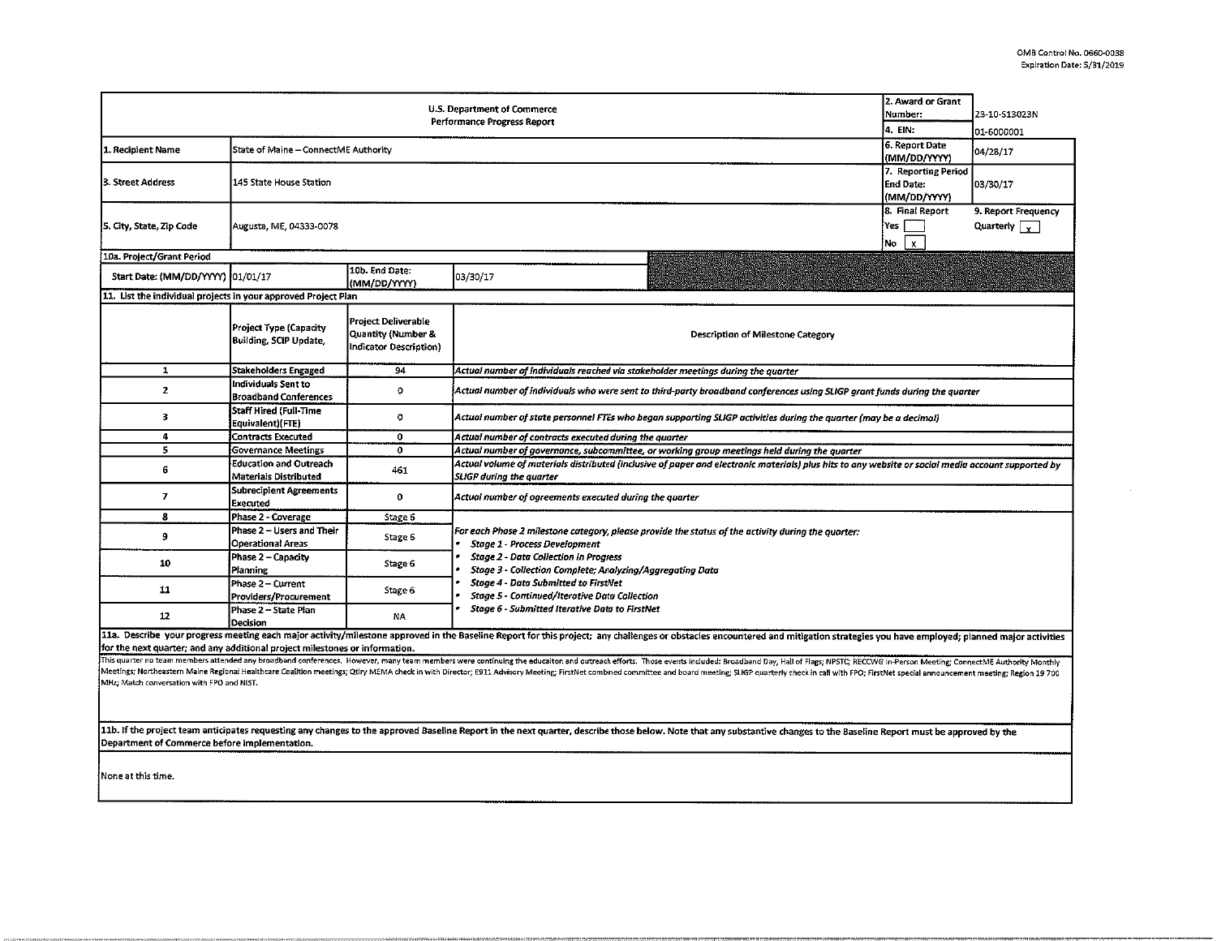OMB Control No. 0660-0038
Expiration Date: 5/31/2019

| U.S. Department of Commerce Performance Progress Report | | | | 2. Award or Grant Number: | 23-10-S13023N |
|---|---|---|---|---|---|
| | | | | 4. EIN: | 01-6000001 |
| 1. Recipient Name | State of Maine – ConnectME Authority | | | 6. Report Date (MM/DD/YYYY) | 04/28/17 |
| 3. Street Address | 145 State House Station | | | 7. Reporting Period End Date: (MM/DD/YYYY) | 03/30/17 |
| 5. City, State, Zip Code | Augusta, ME, 04333-0078 | | | 8. Final Report Yes [ ] No [x] | 9. Report Frequency Quarterly [x] |
| 10a. Project/Grant Period | | | | | |
| Start Date: (MM/DD/YYYY) | 01/01/17 | 10b. End Date: (MM/DD/YYYY) | 03/30/17 | | |

11. List the individual projects in your approved Project Plan

| | Project Type (Capacity Building, SCIP Update, | Project Deliverable Quantity (Number & Indicator Description) | Description of Milestone Category |
|---|---|---|---|
| 1 | Stakeholders Engaged | 94 | *Actual number of individuals reached via stakeholder meetings during the quarter* |
| 2 | Individuals Sent to Broadband Conferences | 0 | *Actual number of individuals who were sent to third-party broadband conferences using SLIGP grant funds during the quarter* |
| 3 | Staff Hired (Full-Time Equivalent)(FTE) | 0 | *Actual number of state personnel FTEs who began supporting SLIGP activities during the quarter (may be a decimal)* |
| 4 | Contracts Executed | 0 | *Actual number of contracts executed during the quarter* |
| 5 | Governance Meetings | 0 | *Actual number of governance, subcommittee, or working group meetings held during the quarter* |
| 6 | Education and Outreach Materials Distributed | 461 | *Actual volume of materials distributed (inclusive of paper and electronic materials) plus hits to any website or social media account supported by SLIGP during the quarter* |
| 7 | Subrecipient Agreements Executed | 0 | *Actual number of agreements executed during the quarter* |
| 8 | Phase 2 - Coverage | Stage 6 | *For each Phase 2 milestone category, please provide the status of the activity during the quarter:* • *Stage 1 - Process Development* • *Stage 2 - Data Collection in Progress* • *Stage 3 - Collection Complete; Analyzing/Aggregating Data* • *Stage 4 - Data Submitted to FirstNet* • *Stage 5 - Continued/Iterative Data Collection* • *Stage 6 - Submitted Iterative Data to FirstNet* |
| 9 | Phase 2 – Users and Their Operational Areas | Stage 6 | |
| 10 | Phase 2 – Capacity Planning | Stage 6 | |
| 11 | Phase 2 – Current Providers/Procurement | Stage 6 | |
| 12 | Phase 2 – State Plan Decision | NA | |

**11a. Describe your progress meeting each major activity/milestone approved in the Baseline Report for this project; any challenges or obstacles encountered and mitigation strategies you have employed; planned major activities for the next quarter; and any additional project milestones or information.**

This quarter no team members attended any broadband conferences. However, many team members were continuing the educaiton and outreach efforts. Those events included: Broadband Day, Hall of Flags; NPSTC; RECCWG In-Person Meeting; ConnectME Authority Monthly Meetings; Northeastern Maine Regional Healthcare Coalition meetings; Qtlry MEMA check in with Director; E911 Advisory Meeting; FirstNet combined committee and board meeting; SLIGP quarterly check in call with FPO; FirstNet special announcement meeting; Region 19 700 MHz; Match conversation with FPO and NIST.

**11b. If the project team anticipates requesting any changes to the approved Baseline Report in the next quarter, describe those below. Note that any substantive changes to the Baseline Report must be approved by the Department of Commerce before implementation.**

None at this time.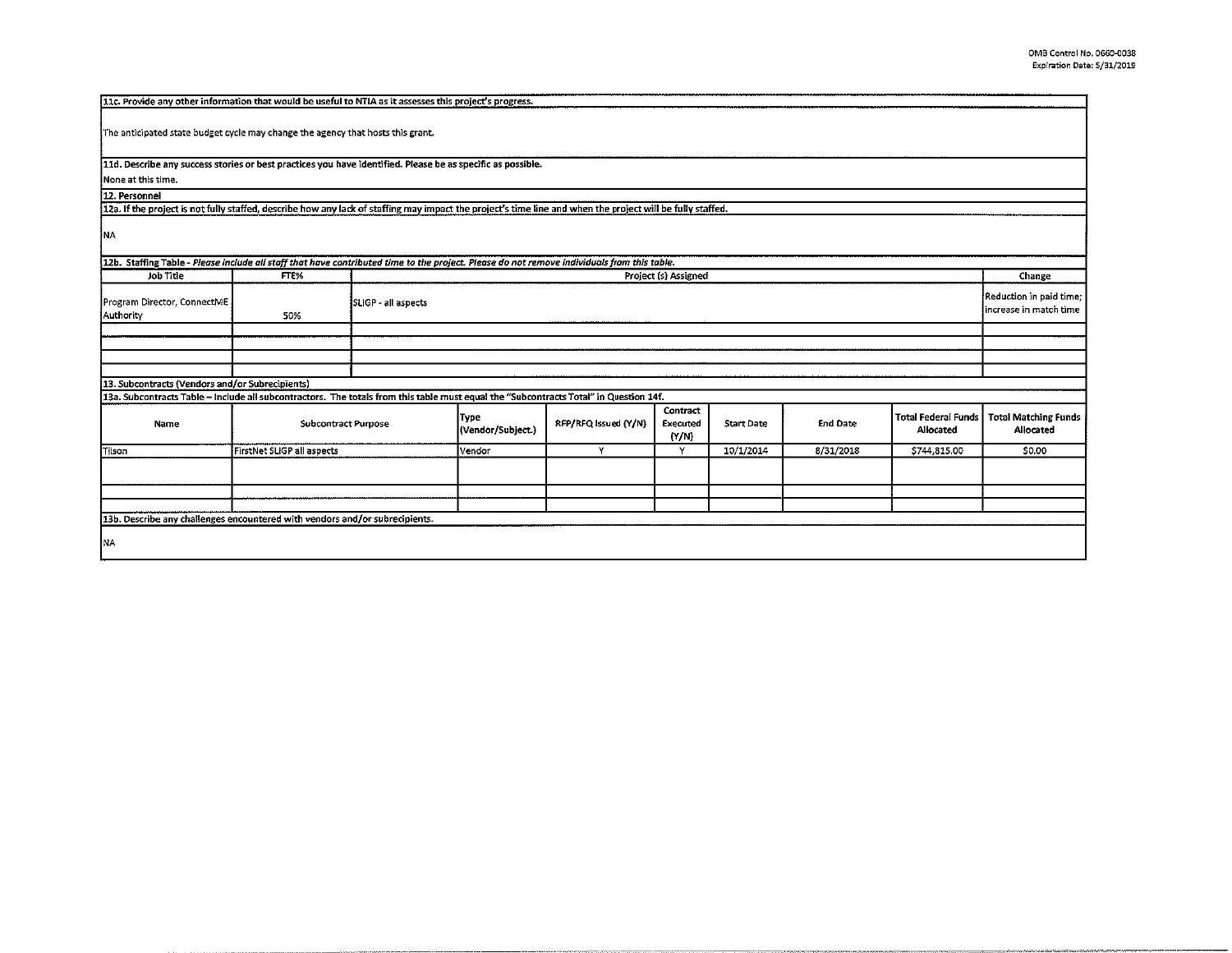**11c. Provide any other information that would be useful to NTIA as it assesses this project's progress.**

The anticipated state budget cycle may change the agency that hosts this grant.

**11d. Describe any success stories or best practices you have identified. Please be as specific as possible.**

None at this time.

**12. Personnel**

**12a. If the project is not fully staffed, describe how any lack of staffing may impact the project's time line and when the project will be fully staffed.**

NA

**12b. Staffing Table -** ***Please include all staff that have contributed time to the project. Please do not remove individuals from this table.***

| Job Title | FTE% | Project (s) Assigned | Change |
|---|---|---|---|
| Program Director, ConnectME Authority | 50% | SLIGP - all aspects | Reduction in paid time; increase in match time |
| | | | |
| | | | |
| | | | |
| | | | |

**13. Subcontracts (Vendors and/or Subrecipients)**

**13a. Subcontracts Table – Include all subcontractors. The totals from this table must equal the "Subcontracts Total" in Question 14f.**

| Name | Subcontract Purpose | Type (Vendor/Subject.) | RFP/RFQ Issued (Y/N) | Contract Executed (Y/N) | Start Date | End Date | Total Federal Funds Allocated | Total Matching Funds Allocated |
|---|---|---|---|---|---|---|---|---|
| Tilson | FirstNet SLIGP all aspects | Vendor | Y | Y | 10/1/2014 | 8/31/2018 | $744,815.00 | $0.00 |
| | | | | | | | | |
| | | | | | | | | |
| | | | | | | | | |

**13b. Describe any challenges encountered with vendors and/or subrecipients.**

NA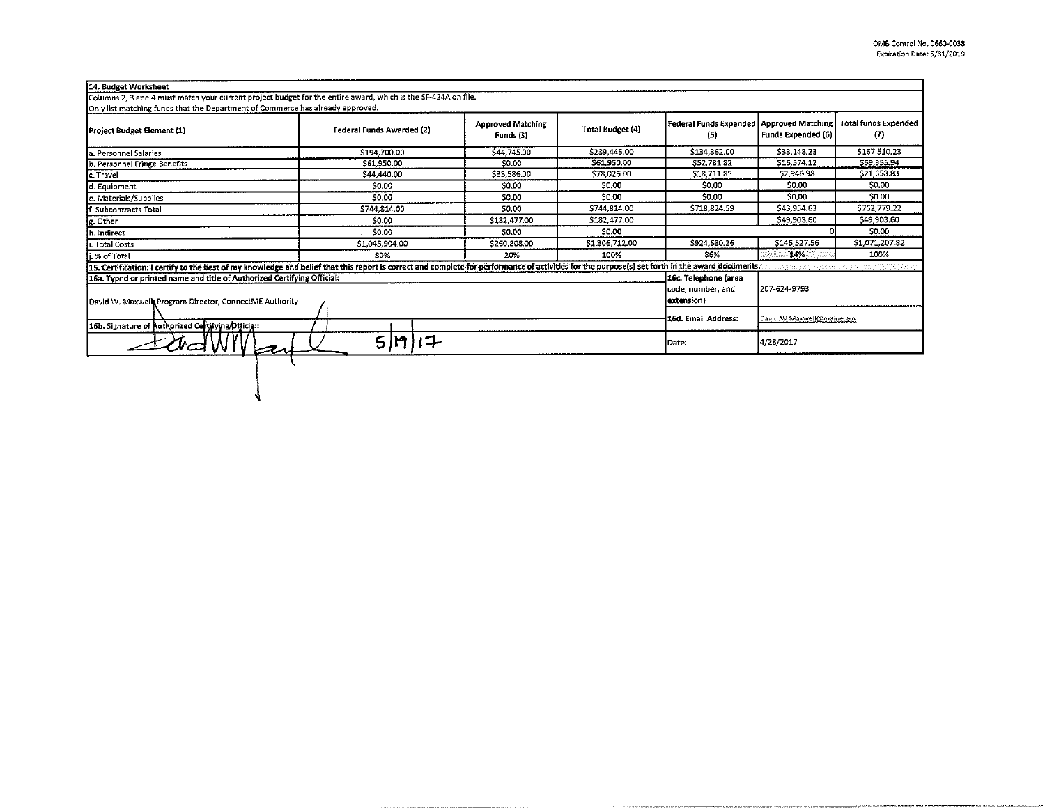OMB Control No. 0660-0038
Expiration Date: 5/31/2019

| 14. Budget Worksheet | | | | | | |
|---|---|---|---|---|---|---|
| Columns 2, 3 and 4 must match your current project budget for the entire award, which is the SF-424A on file. Only list matching funds that the Department of Commerce has already approved. | | | | | | |
| Project Budget Element (1) | Federal Funds Awarded (2) | Approved Matching Funds (3) | Total Budget (4) | Federal Funds Expended (5) | Approved Matching Funds Expended (6) | Total funds Expended (7) |
| a. Personnel Salaries | $194,700.00 | $44,745.00 | $239,445.00 | $134,362.00 | $33,148.23 | $167,510.23 |
| b. Personnel Fringe Benefits | $61,950.00 | $0.00 | $61,950.00 | $52,781.82 | $16,574.12 | $69,355.94 |
| c. Travel | $44,440.00 | $33,586.00 | $78,026.00 | $18,711.85 | $2,946.98 | $21,658.83 |
| d. Equipment | $0.00 | $0.00 | $0.00 | $0.00 | $0.00 | $0.00 |
| e. Materials/Supplies | $0.00 | $0.00 | $0.00 | $0.00 | $0.00 | $0.00 |
| f. Subcontracts Total | $744,814.00 | $0.00 | $744,814.00 | $718,824.59 | $43,954.63 | $762,779.22 |
| g. Other | $0.00 | $182,477.00 | $182,477.00 | | $49,903.60 | $49,903.60 |
| h. Indirect | $0.00 | $0.00 | $0.00 | | 0 | $0.00 |
| i. Total Costs | $1,045,904.00 | $260,808.00 | $1,306,712.00 | $924,680.26 | $146,527.56 | $1,071,207.82 |
| j. % of Total | 80% | 20% | 100% | 86% | 14% | 100% |

15. Certification: I certify to the best of my knowledge and belief that this report is correct and complete for performance of activities for the purpose(s) set forth in the award documents.

| | | |
|---|---|---|
| 16a. Typed or printed name and title of Authorized Certifying Official: David W. Maxwell, Program Director, ConnectME Authority | 16c. Telephone (area code, number, and extension) | 207-624-9793 |
| | 16d. Email Address: | David.W.Maxwell@maine.gov |
| 16b. Signature of Authorized Certifying Official: [signature] 5/19/17 | Date: | 4/28/2017 |